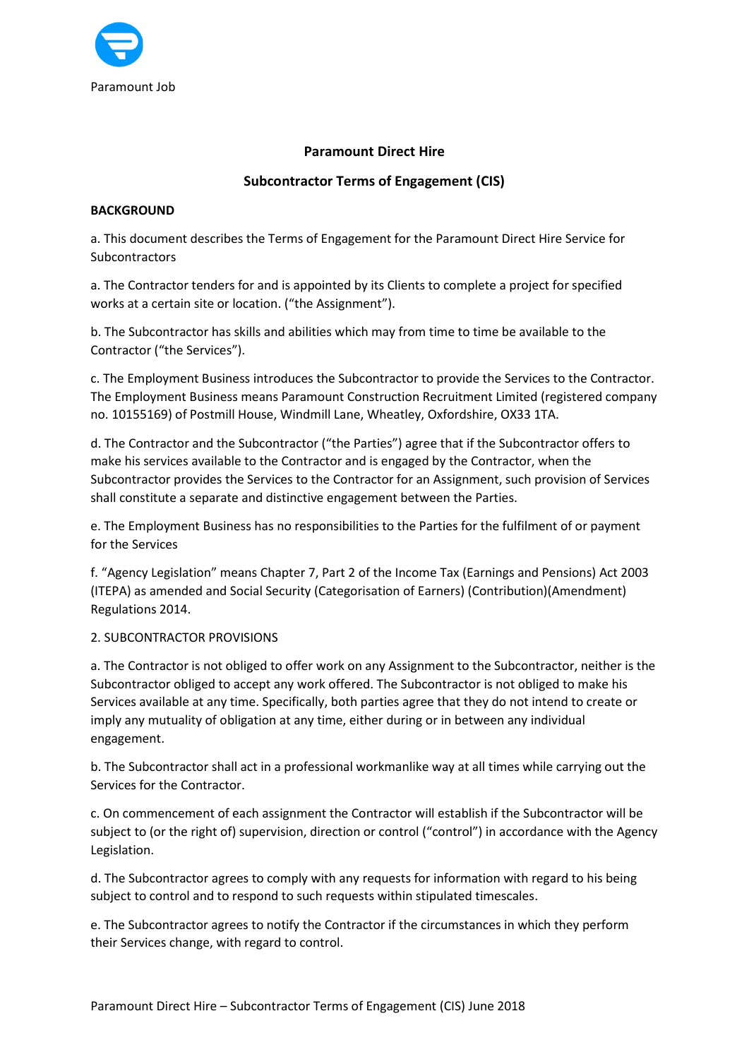Paramount Job

**Paramount Direct Hire**

**Subcontractor Terms of Engagement (CIS)**

**BACKGROUND**

a. This document describes the Terms of Engagement for the Paramount Direct Hire Service for Subcontractors

a. The Contractor tenders for and is appointed by its Clients to complete a project for specified works at a certain site or location. ("the Assignment").

b. The Subcontractor has skills and abilities which may from time to time be available to the Contractor ("the Services").

c. The Employment Business introduces the Subcontractor to provide the Services to the Contractor. The Employment Business means Paramount Construction Recruitment Limited (registered company no. 10155169) of Postmill House, Windmill Lane, Wheatley, Oxfordshire, OX33 1TA.

d. The Contractor and the Subcontractor ("the Parties") agree that if the Subcontractor offers to make his services available to the Contractor and is engaged by the Contractor, when the Subcontractor provides the Services to the Contractor for an Assignment, such provision of Services shall constitute a separate and distinctive engagement between the Parties.

e. The Employment Business has no responsibilities to the Parties for the fulfilment of or payment for the Services

f. "Agency Legislation" means Chapter 7, Part 2 of the Income Tax (Earnings and Pensions) Act 2003 (ITEPA) as amended and Social Security (Categorisation of Earners) (Contribution)(Amendment) Regulations 2014.

2. SUBCONTRACTOR PROVISIONS

a. The Contractor is not obliged to offer work on any Assignment to the Subcontractor, neither is the Subcontractor obliged to accept any work offered. The Subcontractor is not obliged to make his Services available at any time. Specifically, both parties agree that they do not intend to create or imply any mutuality of obligation at any time, either during or in between any individual engagement.

b. The Subcontractor shall act in a professional workmanlike way at all times while carrying out the Services for the Contractor.

c. On commencement of each assignment the Contractor will establish if the Subcontractor will be subject to (or the right of) supervision, direction or control ("control") in accordance with the Agency Legislation.

d. The Subcontractor agrees to comply with any requests for information with regard to his being subject to control and to respond to such requests within stipulated timescales.

e. The Subcontractor agrees to notify the Contractor if the circumstances in which they perform their Services change, with regard to control.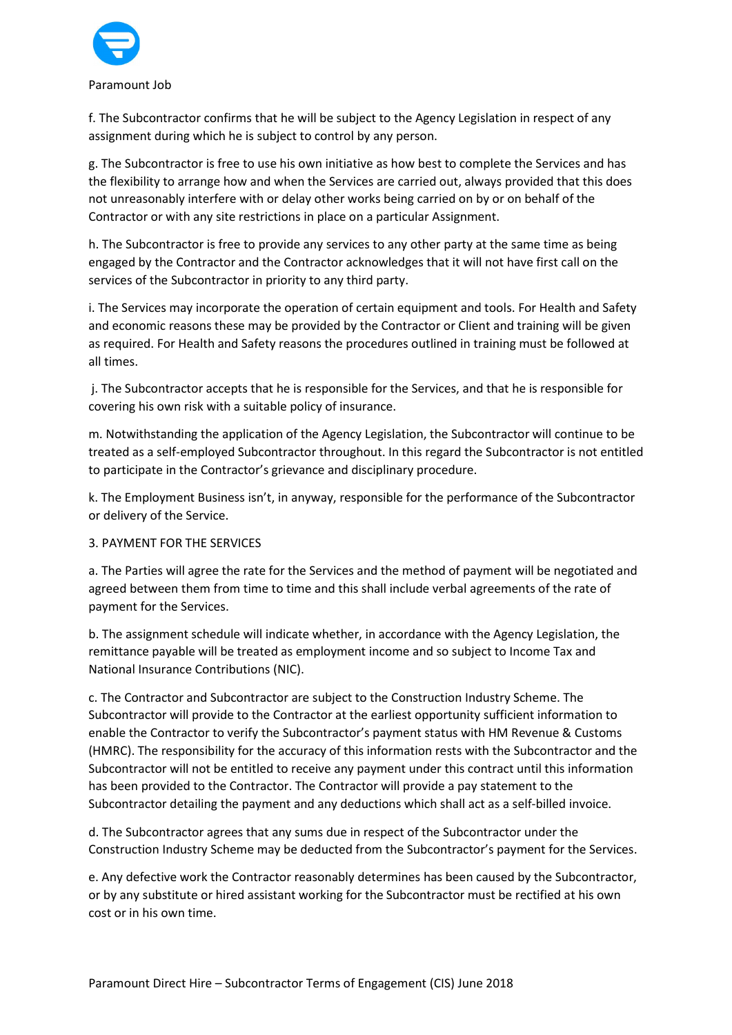f. The Subcontractor confirms that he will be subject to the Agency Legislation in respect of any assignment during which he is subject to control by any person.

g. The Subcontractor is free to use his own initiative as how best to complete the Services and has the flexibility to arrange how and when the Services are carried out, always provided that this does not unreasonably interfere with or delay other works being carried on by or on behalf of the Contractor or with any site restrictions in place on a particular Assignment.

h. The Subcontractor is free to provide any services to any other party at the same time as being engaged by the Contractor and the Contractor acknowledges that it will not have first call on the services of the Subcontractor in priority to any third party.

i. The Services may incorporate the operation of certain equipment and tools. For Health and Safety and economic reasons these may be provided by the Contractor or Client and training will be given as required. For Health and Safety reasons the procedures outlined in training must be followed at all times.

j. The Subcontractor accepts that he is responsible for the Services, and that he is responsible for covering his own risk with a suitable policy of insurance.

m. Notwithstanding the application of the Agency Legislation, the Subcontractor will continue to be treated as a self-employed Subcontractor throughout. In this regard the Subcontractor is not entitled to participate in the Contractor's grievance and disciplinary procedure.

k. The Employment Business isn't, in anyway, responsible for the performance of the Subcontractor or delivery of the Service.

3. PAYMENT FOR THE SERVICES

a. The Parties will agree the rate for the Services and the method of payment will be negotiated and agreed between them from time to time and this shall include verbal agreements of the rate of payment for the Services.

b. The assignment schedule will indicate whether, in accordance with the Agency Legislation, the remittance payable will be treated as employment income and so subject to Income Tax and National Insurance Contributions (NIC).

c. The Contractor and Subcontractor are subject to the Construction Industry Scheme. The Subcontractor will provide to the Contractor at the earliest opportunity sufficient information to enable the Contractor to verify the Subcontractor's payment status with HM Revenue & Customs (HMRC). The responsibility for the accuracy of this information rests with the Subcontractor and the Subcontractor will not be entitled to receive any payment under this contract until this information has been provided to the Contractor. The Contractor will provide a pay statement to the Subcontractor detailing the payment and any deductions which shall act as a self-billed invoice.

d. The Subcontractor agrees that any sums due in respect of the Subcontractor under the Construction Industry Scheme may be deducted from the Subcontractor's payment for the Services.

e. Any defective work the Contractor reasonably determines has been caused by the Subcontractor, or by any substitute or hired assistant working for the Subcontractor must be rectified at his own cost or in his own time.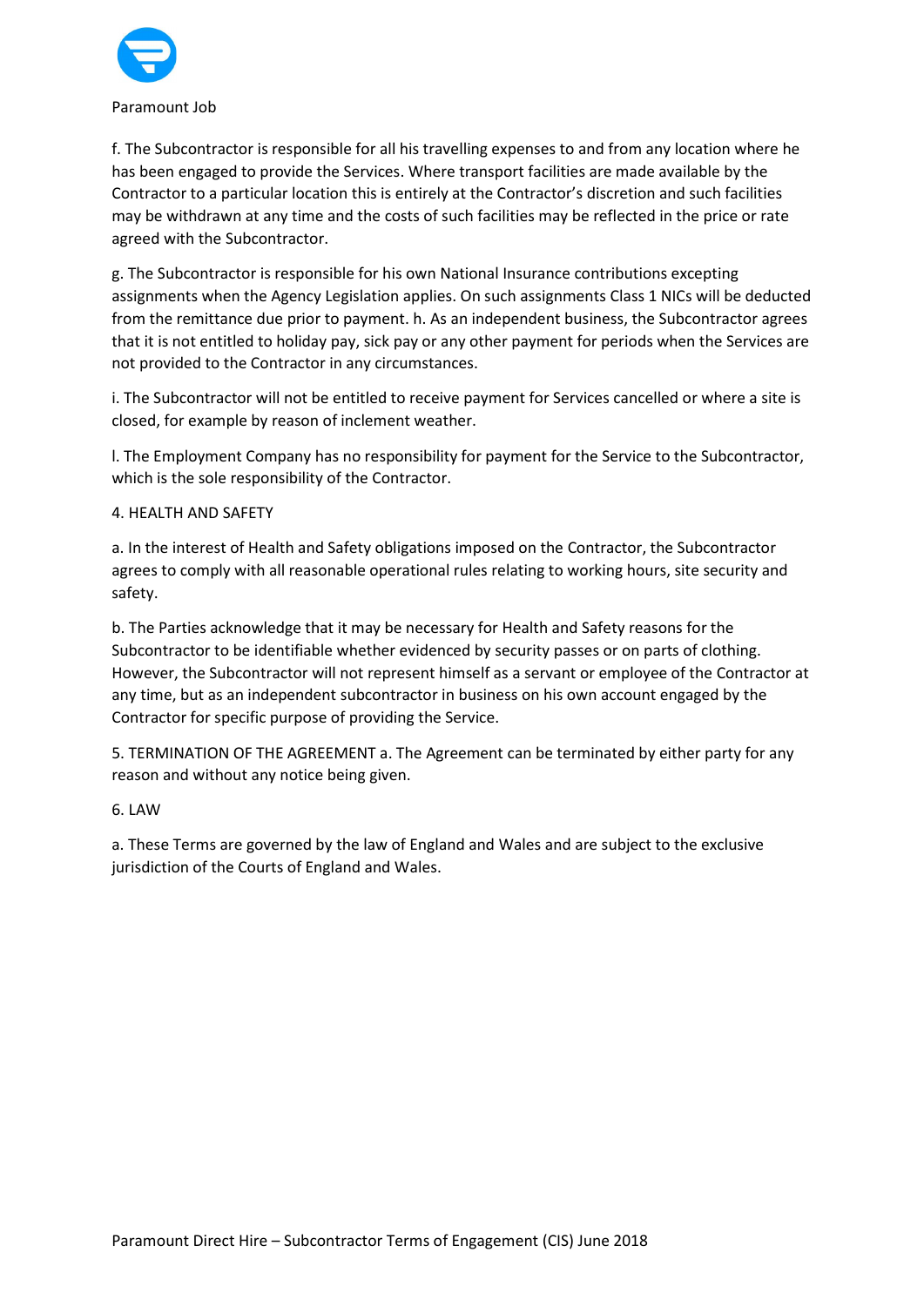f. The Subcontractor is responsible for all his travelling expenses to and from any location where he has been engaged to provide the Services. Where transport facilities are made available by the Contractor to a particular location this is entirely at the Contractor's discretion and such facilities may be withdrawn at any time and the costs of such facilities may be reflected in the price or rate agreed with the Subcontractor.

g. The Subcontractor is responsible for his own National Insurance contributions excepting assignments when the Agency Legislation applies. On such assignments Class 1 NICs will be deducted from the remittance due prior to payment. h. As an independent business, the Subcontractor agrees that it is not entitled to holiday pay, sick pay or any other payment for periods when the Services are not provided to the Contractor in any circumstances.

i. The Subcontractor will not be entitled to receive payment for Services cancelled or where a site is closed, for example by reason of inclement weather.

l. The Employment Company has no responsibility for payment for the Service to the Subcontractor, which is the sole responsibility of the Contractor.

4. HEALTH AND SAFETY

a. In the interest of Health and Safety obligations imposed on the Contractor, the Subcontractor agrees to comply with all reasonable operational rules relating to working hours, site security and safety.

b. The Parties acknowledge that it may be necessary for Health and Safety reasons for the Subcontractor to be identifiable whether evidenced by security passes or on parts of clothing. However, the Subcontractor will not represent himself as a servant or employee of the Contractor at any time, but as an independent subcontractor in business on his own account engaged by the Contractor for specific purpose of providing the Service.

5. TERMINATION OF THE AGREEMENT a. The Agreement can be terminated by either party for any reason and without any notice being given.

6. LAW

a. These Terms are governed by the law of England and Wales and are subject to the exclusive jurisdiction of the Courts of England and Wales.